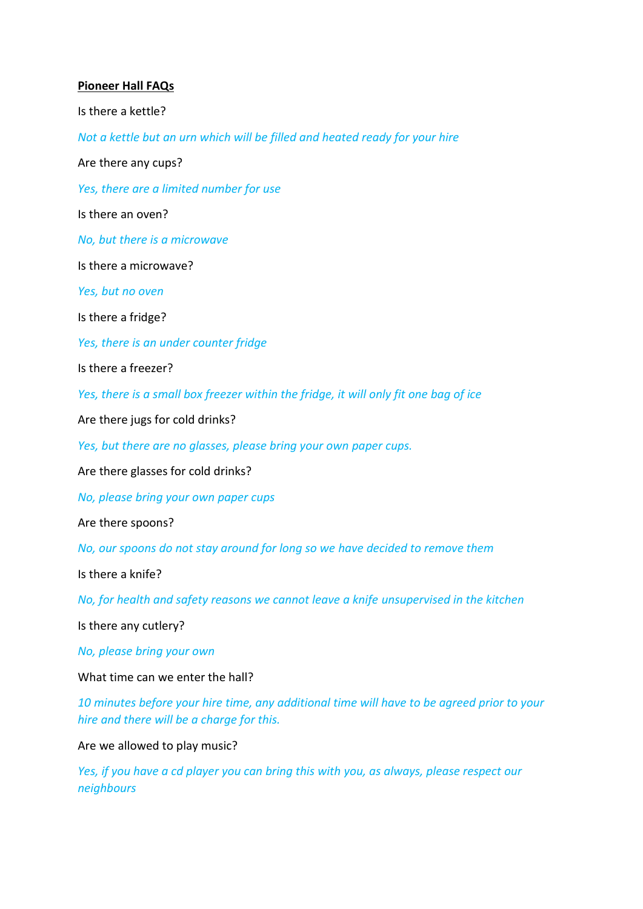**Pioneer Hall FAQs**

Is there a kettle?

*Not a kettle but an urn which will be filled and heated ready for your hire*

Are there any cups?

*Yes, there are a limited number for use*

Is there an oven?

*No, but there is a microwave*

Is there a microwave?

*Yes, but no oven*

Is there a fridge?

*Yes, there is an under counter fridge*

Is there a freezer?

*Yes, there is a small box freezer within the fridge, it will only fit one bag of ice*

Are there jugs for cold drinks?

*Yes, but there are no glasses, please bring your own paper cups.*

Are there glasses for cold drinks?

*No, please bring your own paper cups*

Are there spoons?

*No, our spoons do not stay around for long so we have decided to remove them*

Is there a knife?

*No, for health and safety reasons we cannot leave a knife unsupervised in the kitchen*

Is there any cutlery?

*No, please bring your own*

What time can we enter the hall?

*10 minutes before your hire time, any additional time will have to be agreed prior to your hire and there will be a charge for this.*

Are we allowed to play music?

*Yes, if you have a cd player you can bring this with you, as always, please respect our neighbours*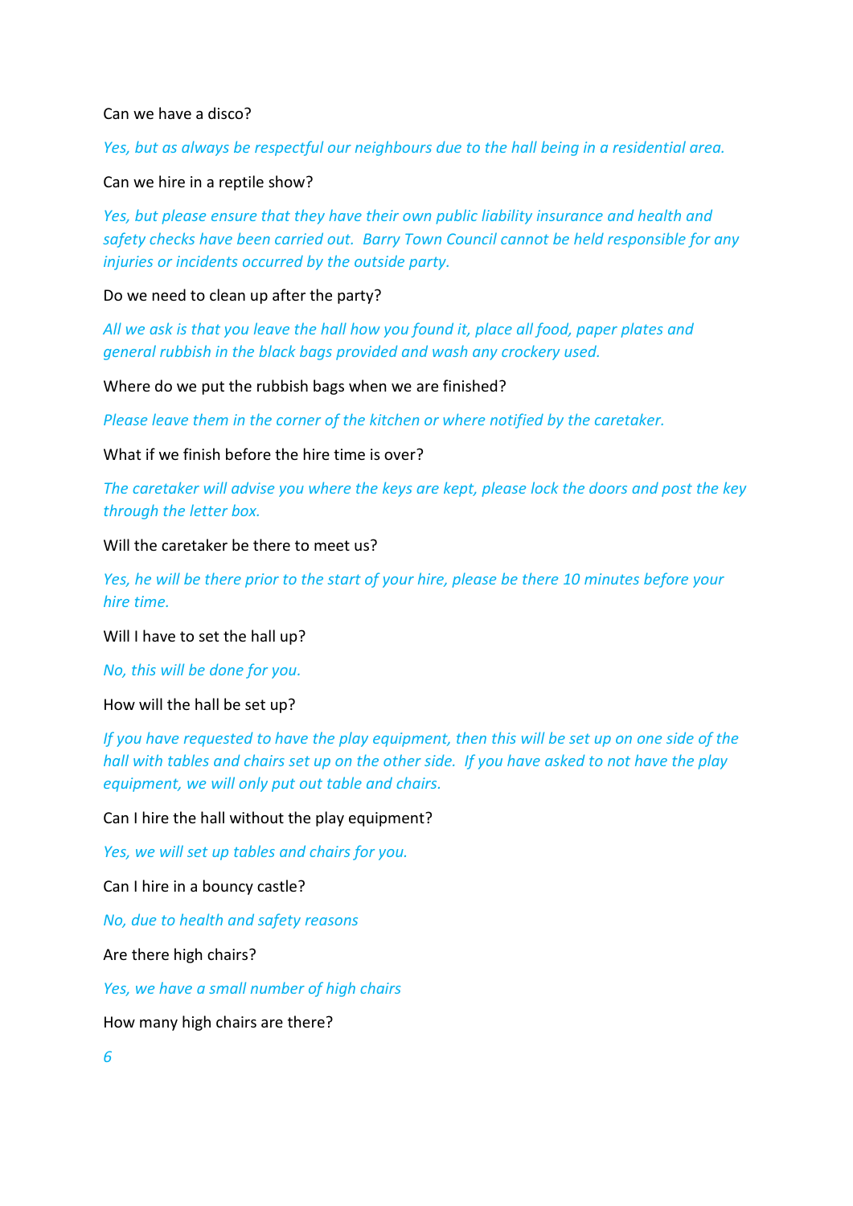Can we have a disco?

*Yes, but as always be respectful our neighbours due to the hall being in a residential area.*

Can we hire in a reptile show?

*Yes, but please ensure that they have their own public liability insurance and health and safety checks have been carried out. Barry Town Council cannot be held responsible for any injuries or incidents occurred by the outside party.*

Do we need to clean up after the party?

*All we ask is that you leave the hall how you found it, place all food, paper plates and general rubbish in the black bags provided and wash any crockery used.*

Where do we put the rubbish bags when we are finished?

*Please leave them in the corner of the kitchen or where notified by the caretaker.*

What if we finish before the hire time is over?

*The caretaker will advise you where the keys are kept, please lock the doors and post the key through the letter box.*

Will the caretaker be there to meet us?

*Yes, he will be there prior to the start of your hire, please be there 10 minutes before your hire time.*

Will I have to set the hall up?

*No, this will be done for you.*

How will the hall be set up?

*If you have requested to have the play equipment, then this will be set up on one side of the hall with tables and chairs set up on the other side. If you have asked to not have the play equipment, we will only put out table and chairs.*

Can I hire the hall without the play equipment?

*Yes, we will set up tables and chairs for you.*

Can I hire in a bouncy castle?

*No, due to health and safety reasons*

Are there high chairs?

*Yes, we have a small number of high chairs*

How many high chairs are there?

*6*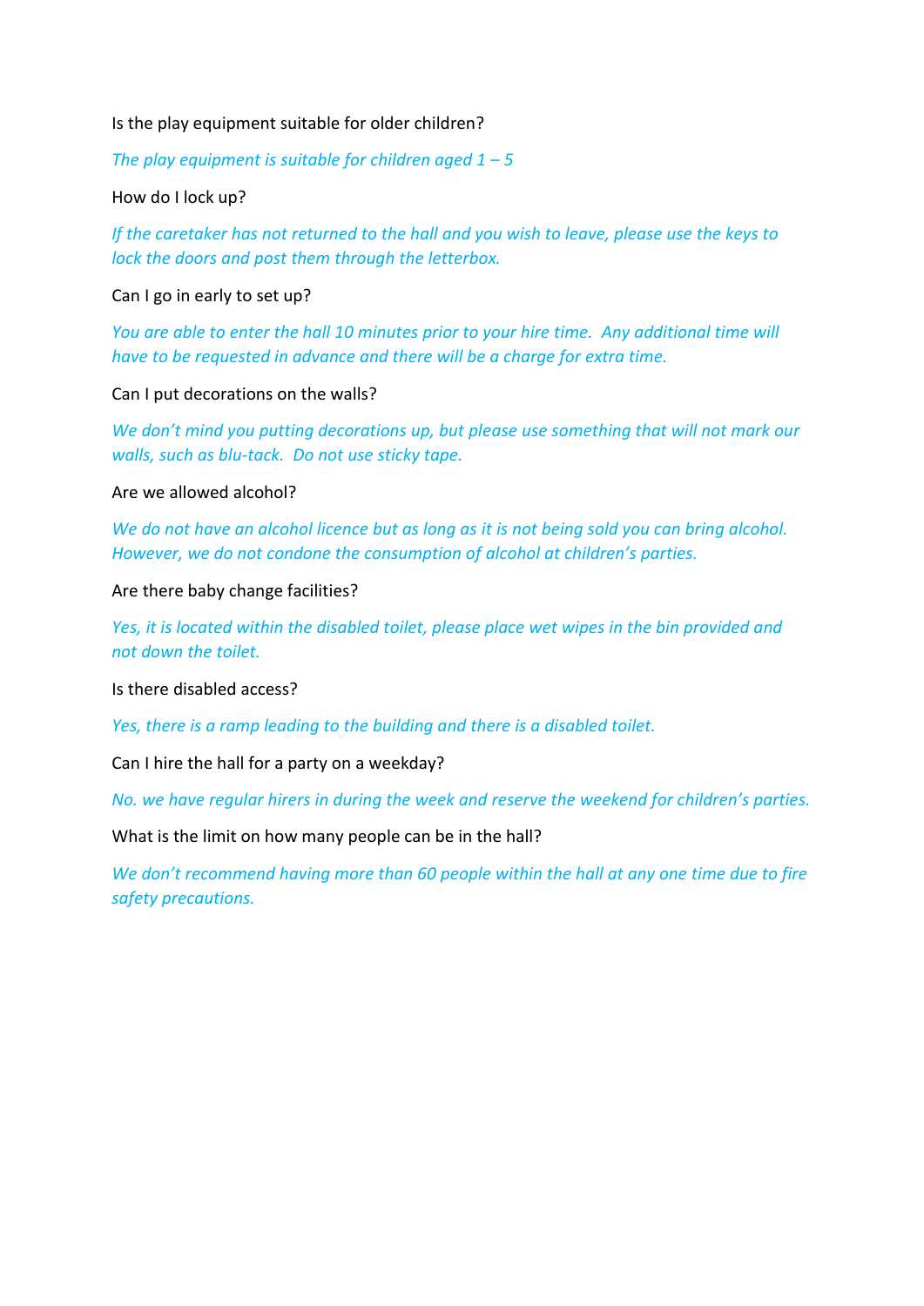Is the play equipment suitable for older children?

*The play equipment is suitable for children aged 1 – 5*

How do I lock up?

*If the caretaker has not returned to the hall and you wish to leave, please use the keys to lock the doors and post them through the letterbox.*

Can I go in early to set up?

*You are able to enter the hall 10 minutes prior to your hire time. Any additional time will have to be requested in advance and there will be a charge for extra time.*

Can I put decorations on the walls?

*We don't mind you putting decorations up, but please use something that will not mark our walls, such as blu-tack. Do not use sticky tape.*

Are we allowed alcohol?

*We do not have an alcohol licence but as long as it is not being sold you can bring alcohol. However, we do not condone the consumption of alcohol at children's parties.*

Are there baby change facilities?

*Yes, it is located within the disabled toilet, please place wet wipes in the bin provided and not down the toilet.*

Is there disabled access?

*Yes, there is a ramp leading to the building and there is a disabled toilet.*

Can I hire the hall for a party on a weekday?

*No. we have regular hirers in during the week and reserve the weekend for children's parties.*

What is the limit on how many people can be in the hall?

*We don't recommend having more than 60 people within the hall at any one time due to fire safety precautions.*